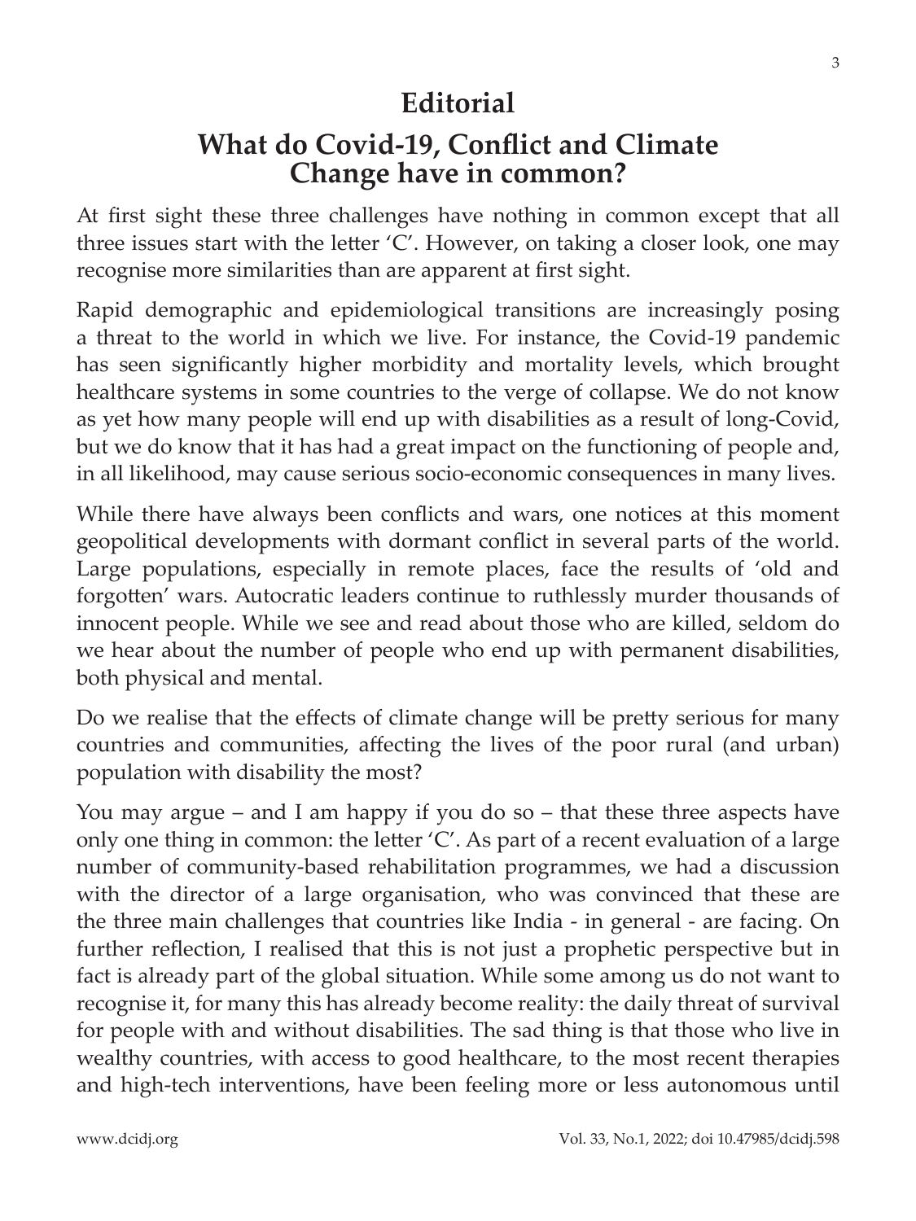# Editorial

## What do Covid-19, Conflict and Climate Change have in common?

At first sight these three challenges have nothing in common except that all three issues start with the letter 'C'. However, on taking a closer look, one may recognise more similarities than are apparent at first sight.

Rapid demographic and epidemiological transitions are increasingly posing a threat to the world in which we live. For instance, the Covid-19 pandemic has seen significantly higher morbidity and mortality levels, which brought healthcare systems in some countries to the verge of collapse. We do not know as yet how many people will end up with disabilities as a result of long-Covid, but we do know that it has had a great impact on the functioning of people and, in all likelihood, may cause serious socio-economic consequences in many lives.

While there have always been conflicts and wars, one notices at this moment geopolitical developments with dormant conflict in several parts of the world. Large populations, especially in remote places, face the results of 'old and forgotten' wars. Autocratic leaders continue to ruthlessly murder thousands of innocent people. While we see and read about those who are killed, seldom do we hear about the number of people who end up with permanent disabilities, both physical and mental.

Do we realise that the effects of climate change will be pretty serious for many countries and communities, affecting the lives of the poor rural (and urban) population with disability the most?

You may argue – and I am happy if you do so – that these three aspects have only one thing in common: the letter 'C'. As part of a recent evaluation of a large number of community-based rehabilitation programmes, we had a discussion with the director of a large organisation, who was convinced that these are the three main challenges that countries like India - in general - are facing. On further reflection, I realised that this is not just a prophetic perspective but in fact is already part of the global situation. While some among us do not want to recognise it, for many this has already become reality: the daily threat of survival for people with and without disabilities. The sad thing is that those who live in wealthy countries, with access to good healthcare, to the most recent therapies and high-tech interventions, have been feeling more or less autonomous until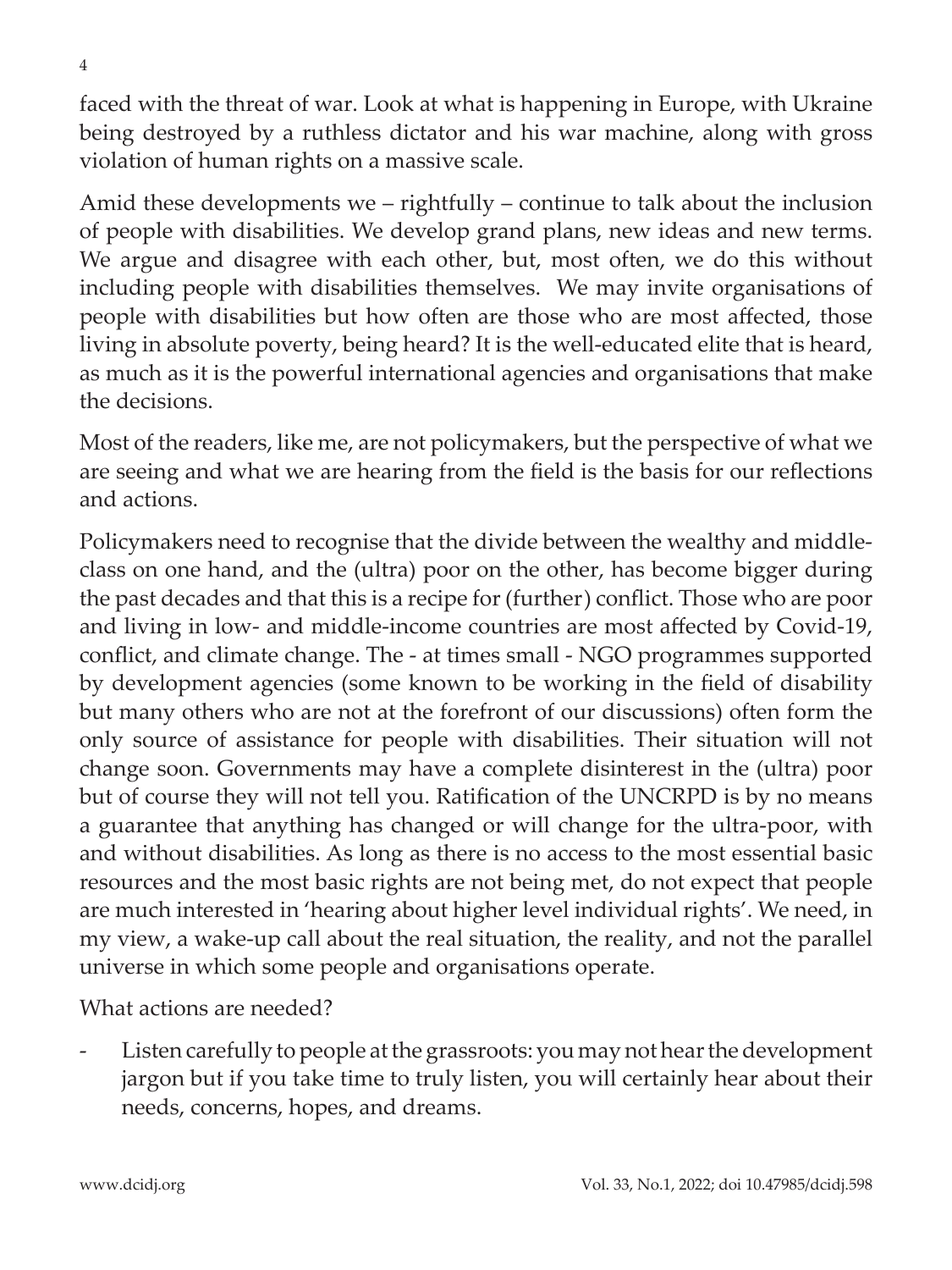faced with the threat of war. Look at what is happening in Europe, with Ukraine being destroyed by a ruthless dictator and his war machine, along with gross violation of human rights on a massive scale.

Amid these developments we – rightfully – continue to talk about the inclusion of people with disabilities. We develop grand plans, new ideas and new terms. We argue and disagree with each other, but, most often, we do this without including people with disabilities themselves. We may invite organisations of people with disabilities but how often are those who are most affected, those living in absolute poverty, being heard? It is the well-educated elite that is heard, as much as it is the powerful international agencies and organisations that make the decisions.

Most of the readers, like me, are not policymakers, but the perspective of what we are seeing and what we are hearing from the field is the basis for our reflections and actions.

Policymakers need to recognise that the divide between the wealthy and middle-class on one hand, and the (ultra) poor on the other, has become bigger during the past decades and that this is a recipe for (further) conflict. Those who are poor and living in low- and middle-income countries are most affected by Covid-19, conflict, and climate change. The - at times small - NGO programmes supported by development agencies (some known to be working in the field of disability but many others who are not at the forefront of our discussions) often form the only source of assistance for people with disabilities. Their situation will not change soon. Governments may have a complete disinterest in the (ultra) poor but of course they will not tell you. Ratification of the UNCRPD is by no means a guarantee that anything has changed or will change for the ultra-poor, with and without disabilities. As long as there is no access to the most essential basic resources and the most basic rights are not being met, do not expect that people are much interested in 'hearing about higher level individual rights'. We need, in my view, a wake-up call about the real situation, the reality, and not the parallel universe in which some people and organisations operate.

What actions are needed?

- Listen carefully to people at the grassroots: you may not hear the development jargon but if you take time to truly listen, you will certainly hear about their needs, concerns, hopes, and dreams.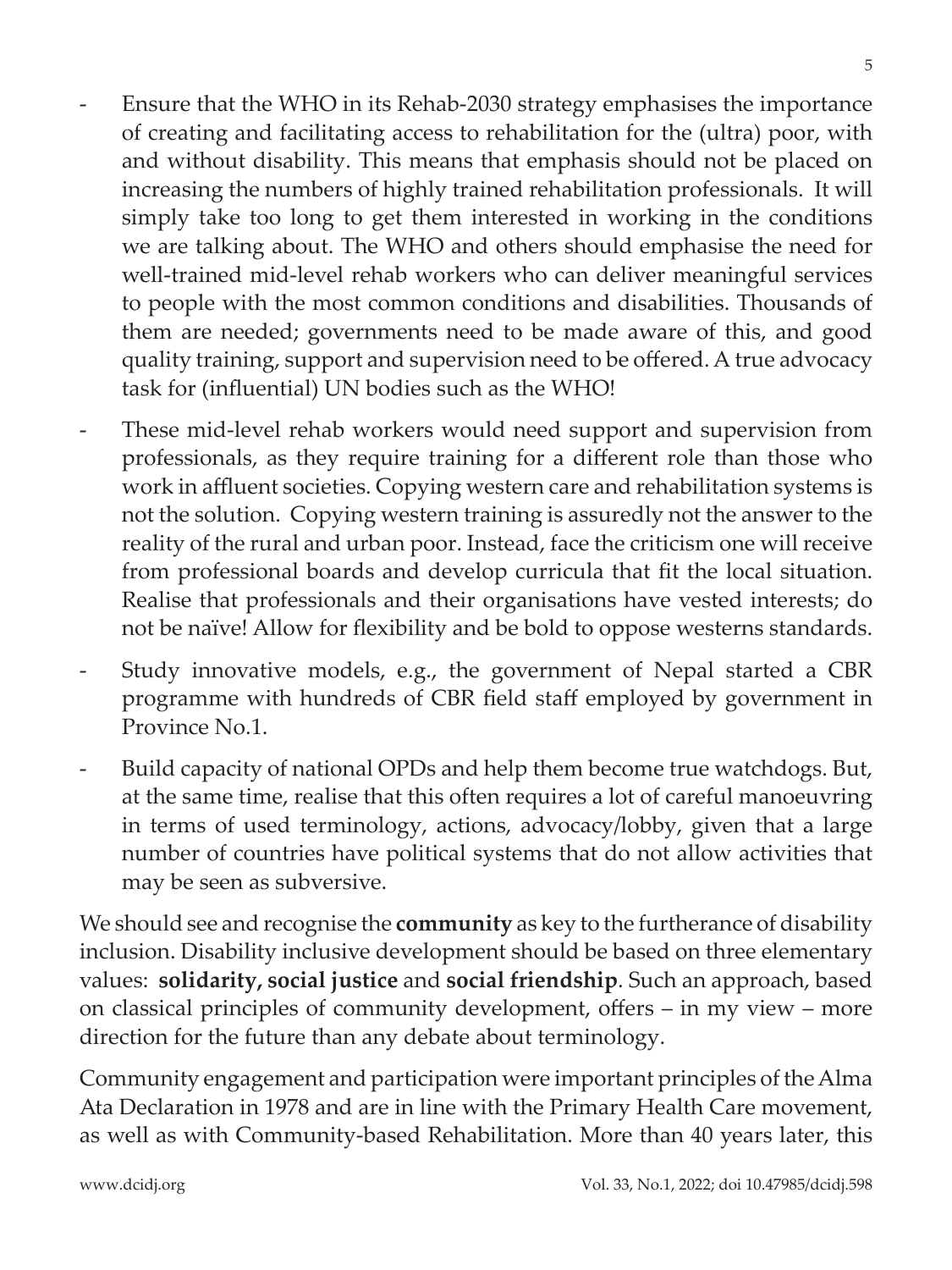- Ensure that the WHO in its Rehab-2030 strategy emphasises the importance of creating and facilitating access to rehabilitation for the (ultra) poor, with and without disability. This means that emphasis should not be placed on increasing the numbers of highly trained rehabilitation professionals. It will simply take too long to get them interested in working in the conditions we are talking about. The WHO and others should emphasise the need for well-trained mid-level rehab workers who can deliver meaningful services to people with the most common conditions and disabilities. Thousands of them are needed; governments need to be made aware of this, and good quality training, support and supervision need to be offered. A true advocacy task for (influential) UN bodies such as the WHO!
- These mid-level rehab workers would need support and supervision from professionals, as they require training for a different role than those who work in affluent societies. Copying western care and rehabilitation systems is not the solution. Copying western training is assuredly not the answer to the reality of the rural and urban poor. Instead, face the criticism one will receive from professional boards and develop curricula that fit the local situation. Realise that professionals and their organisations have vested interests; do not be naïve! Allow for flexibility and be bold to oppose westerns standards.
- Study innovative models, e.g., the government of Nepal started a CBR programme with hundreds of CBR field staff employed by government in Province No.1.
- Build capacity of national OPDs and help them become true watchdogs. But, at the same time, realise that this often requires a lot of careful manoeuvring in terms of used terminology, actions, advocacy/lobby, given that a large number of countries have political systems that do not allow activities that may be seen as subversive.

We should see and recognise the **community** as key to the furtherance of disability inclusion. Disability inclusive development should be based on three elementary values: **solidarity, social justice** and **social friendship**. Such an approach, based on classical principles of community development, offers – in my view – more direction for the future than any debate about terminology.

Community engagement and participation were important principles of the Alma Ata Declaration in 1978 and are in line with the Primary Health Care movement, as well as with Community-based Rehabilitation. More than 40 years later, this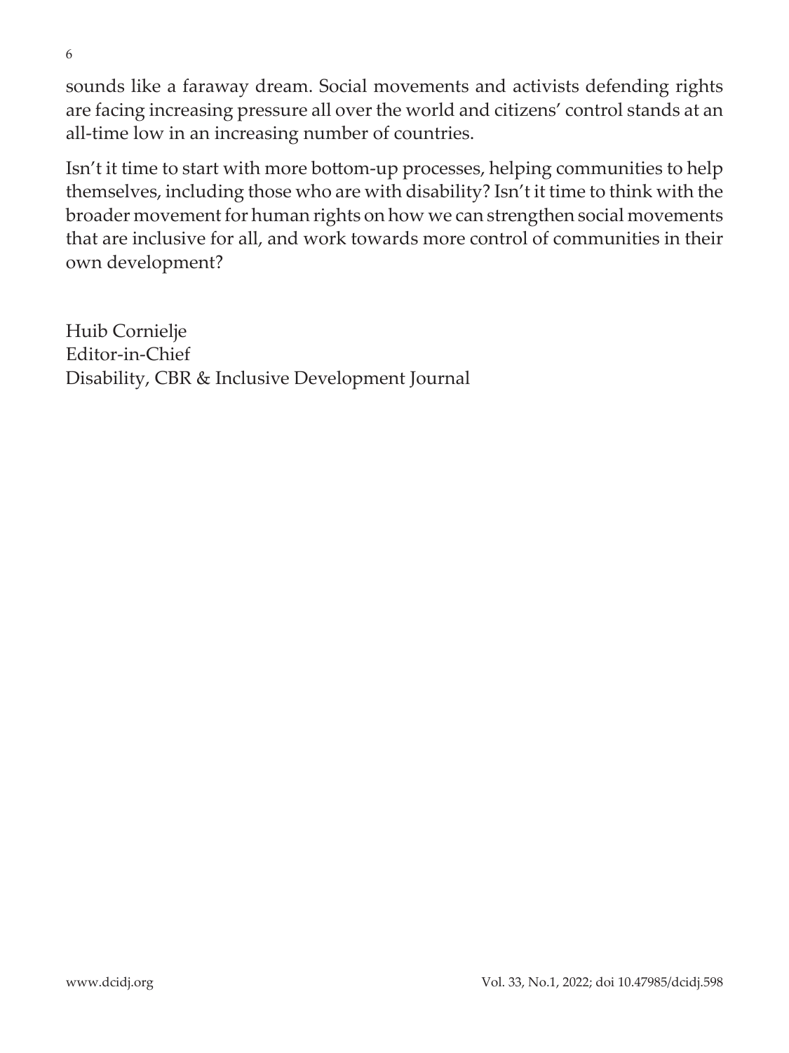sounds like a faraway dream. Social movements and activists defending rights are facing increasing pressure all over the world and citizens' control stands at an all-time low in an increasing number of countries.

Isn't it time to start with more bottom-up processes, helping communities to help themselves, including those who are with disability? Isn't it time to think with the broader movement for human rights on how we can strengthen social movements that are inclusive for all, and work towards more control of communities in their own development?

Huib Cornielje
Editor-in-Chief
Disability, CBR & Inclusive Development Journal